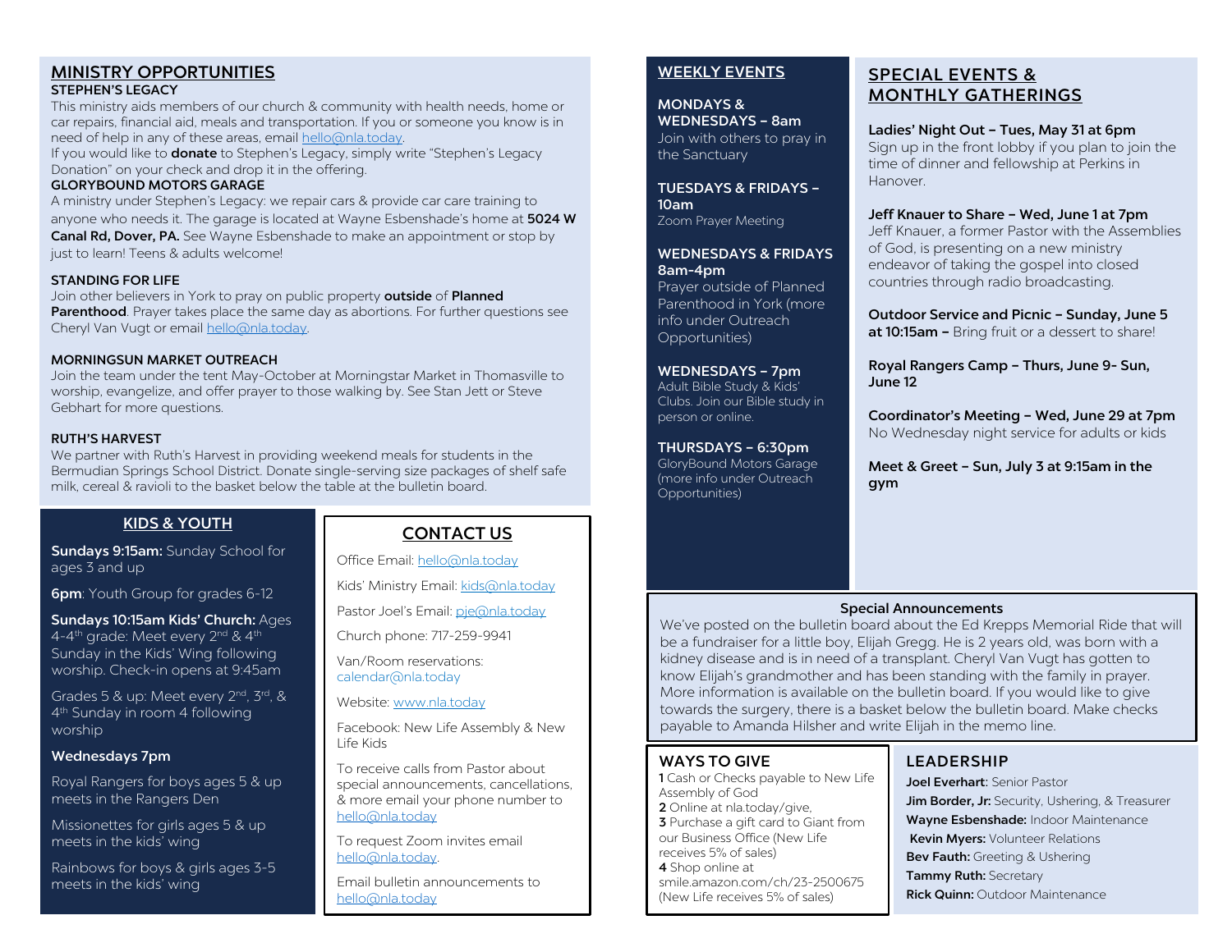## MINISTRY OPPORTUNITIES

**STEPHEN'S LEGACY**

This ministry aids members of our church & community with health needs, home or car repairs, financial aid, meals and transportation. If you or someone you know is in need of help in any of these areas, email hello@nla.today.

If you would like to **donate** to Stephen's Legacy, simply write "Stephen's Legacy Donation" on your check and drop it in the offering.

**GLORYBOUND MOTORS GARAGE**

A ministry under Stephen's Legacy: we repair cars & provide car care training to anyone who needs it. The garage is located at Wayne Esbenshade's home at **5024 W Canal Rd, Dover, PA.** See Wayne Esbenshade to make an appointment or stop by just to learn! Teens & adults welcome!

**STANDING FOR LIFE**

Join other believers in York to pray on public property **outside** of **Planned Parenthood**. Prayer takes place the same day as abortions. For further questions see Cheryl Van Vugt or email hello@nla.today.

**MORNINGSUN MARKET OUTREACH**

Join the team under the tent May-October at Morningstar Market in Thomasville to worship, evangelize, and offer prayer to those walking by. See Stan Jett or Steve Gebhart for more questions.

**RUTH'S HARVEST**

We partner with Ruth's Harvest in providing weekend meals for students in the Bermudian Springs School District. Donate single-serving size packages of shelf safe milk, cereal & ravioli to the basket below the table at the bulletin board.

## KIDS & YOUTH

**Sundays 9:15am:** Sunday School for ages 3 and up

**6pm**: Youth Group for grades 6-12

**Sundays 10:15am Kids' Church:** Ages 4-4th grade: Meet every 2nd & 4th Sunday in the Kids' Wing following worship. Check-in opens at 9:45am

Grades 5 & up: Meet every 2nd, 3rd, & 4th Sunday in room 4 following worship

**Wednesdays 7pm**

Royal Rangers for boys ages 5 & up meets in the Rangers Den

Missionettes for girls ages 5 & up meets in the kids' wing

Rainbows for boys & girls ages 3-5 meets in the kids' wing

## CONTACT US

Office Email: hello@nla.today

Kids' Ministry Email: kids@nla.today

Pastor Joel's Email: pje@nla.today

Church phone: 717-259-9941

Van/Room reservations: calendar@nla.today

Website: www.nla.today

Facebook: New Life Assembly & New Life Kids

To receive calls from Pastor about special announcements, cancellations, & more email your phone number to hello@nla.today

To request Zoom invites email hello@nla.today.

Email bulletin announcements to hello@nla.today

## WEEKLY EVENTS

**MONDAYS & WEDNESDAYS – 8am**
Join with others to pray in the Sanctuary

**TUESDAYS & FRIDAYS – 10am**
Zoom Prayer Meeting

**WEDNESDAYS & FRIDAYS 8am-4pm**
Prayer outside of Planned Parenthood in York (more info under Outreach Opportunities)

**WEDNESDAYS – 7pm**
Adult Bible Study & Kids' Clubs. Join our Bible study in person or online.

**THURSDAYS – 6:30pm**
GloryBound Motors Garage (more info under Outreach Opportunities)

## SPECIAL EVENTS & MONTHLY GATHERINGS

**Ladies' Night Out – Tues, May 31 at 6pm**
Sign up in the front lobby if you plan to join the time of dinner and fellowship at Perkins in Hanover.

**Jeff Knauer to Share – Wed, June 1 at 7pm**
Jeff Knauer, a former Pastor with the Assemblies of God, is presenting on a new ministry endeavor of taking the gospel into closed countries through radio broadcasting.

**Outdoor Service and Picnic – Sunday, June 5 at 10:15am –** Bring fruit or a dessert to share!

**Royal Rangers Camp – Thurs, June 9- Sun, June 12**

**Coordinator's Meeting – Wed, June 29 at 7pm**
No Wednesday night service for adults or kids

**Meet & Greet – Sun, July 3 at 9:15am in the gym**

**Special Announcements**

We've posted on the bulletin board about the Ed Krepps Memorial Ride that will be a fundraiser for a little boy, Elijah Gregg. He is 2 years old, was born with a kidney disease and is in need of a transplant. Cheryl Van Vugt has gotten to know Elijah's grandmother and has been standing with the family in prayer. More information is available on the bulletin board. If you would like to give towards the surgery, there is a basket below the bulletin board. Make checks payable to Amanda Hilsher and write Elijah in the memo line.

## WAYS TO GIVE

**1** Cash or Checks payable to New Life Assembly of God
**2** Online at nla.today/give,
**3** Purchase a gift card to Giant from our Business Office (New Life receives 5% of sales)
**4** Shop online at smile.amazon.com/ch/23-2500675 (New Life receives 5% of sales)

## LEADERSHIP

**Joel Everhart**: Senior Pastor
**Jim Border, Jr:** Security, Ushering, & Treasurer
**Wayne Esbenshade:** Indoor Maintenance
**Kevin Myers:** Volunteer Relations
**Bev Fauth:** Greeting & Ushering
**Tammy Ruth:** Secretary
**Rick Quinn:** Outdoor Maintenance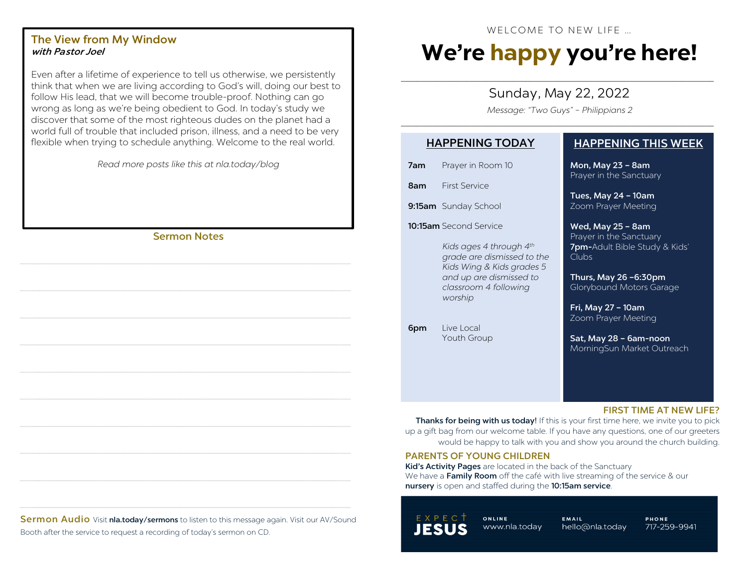## The View from My Window

***with Pastor Joel***

Even after a lifetime of experience to tell us otherwise, we persistently think that when we are living according to God's will, doing our best to follow His lead, that we will become trouble-proof. Nothing can go wrong as long as we're being obedient to God. In today's study we discover that some of the most righteous dudes on the planet had a world full of trouble that included prison, illness, and a need to be very flexible when trying to schedule anything. Welcome to the real world.

*Read more posts like this at nla.today/blog*

## Sermon Notes

\_\_\_\_\_\_\_\_\_\_\_\_\_\_\_\_\_\_\_\_\_\_\_\_\_\_\_\_\_\_\_\_\_\_\_\_\_\_\_\_\_\_\_\_\_\_\_\_\_\_\_\_\_\_\_\_\_\_\_\_\_\_\_\_\_\_\_\_\_\_\_\_\_\_\_\_

\_\_\_\_\_\_\_\_\_\_\_\_\_\_\_\_\_\_\_\_\_\_\_\_\_\_\_\_\_\_\_\_\_\_\_\_\_\_\_\_\_\_\_\_\_\_\_\_\_\_\_\_\_\_\_\_\_\_\_\_\_\_\_\_\_\_\_\_\_\_\_\_\_\_\_\_

\_\_\_\_\_\_\_\_\_\_\_\_\_\_\_\_\_\_\_\_\_\_\_\_\_\_\_\_\_\_\_\_\_\_\_\_\_\_\_\_\_\_\_\_\_\_\_\_\_\_\_\_\_\_\_\_\_\_\_\_\_\_\_\_\_\_\_\_\_\_\_\_\_\_\_\_

\_\_\_\_\_\_\_\_\_\_\_\_\_\_\_\_\_\_\_\_\_\_\_\_\_\_\_\_\_\_\_\_\_\_\_\_\_\_\_\_\_\_\_\_\_\_\_\_\_\_\_\_\_\_\_\_\_\_\_\_\_\_\_\_\_\_\_\_\_\_\_\_\_\_\_\_

\_\_\_\_\_\_\_\_\_\_\_\_\_\_\_\_\_\_\_\_\_\_\_\_\_\_\_\_\_\_\_\_\_\_\_\_\_\_\_\_\_\_\_\_\_\_\_\_\_\_\_\_\_\_\_\_\_\_\_\_\_\_\_\_\_\_\_\_\_\_\_\_\_\_\_\_

\_\_\_\_\_\_\_\_\_\_\_\_\_\_\_\_\_\_\_\_\_\_\_\_\_\_\_\_\_\_\_\_\_\_\_\_\_\_\_\_\_\_\_\_\_\_\_\_\_\_\_\_\_\_\_\_\_\_\_\_\_\_\_\_\_\_\_\_\_\_\_\_\_\_\_\_

\_\_\_\_\_\_\_\_\_\_\_\_\_\_\_\_\_\_\_\_\_\_\_\_\_\_\_\_\_\_\_\_\_\_\_\_\_\_\_\_\_\_\_\_\_\_\_\_\_\_\_\_\_\_\_\_\_\_\_\_\_\_\_\_\_\_\_\_\_\_\_\_\_\_\_\_

\_\_\_\_\_\_\_\_\_\_\_\_\_\_\_\_\_\_\_\_\_\_\_\_\_\_\_\_\_\_\_\_\_\_\_\_\_\_\_\_\_\_\_\_\_\_\_\_\_\_\_\_\_\_\_\_\_\_\_\_\_\_\_\_\_\_\_\_\_\_\_\_\_\_\_\_

\_\_\_\_\_\_\_\_\_\_\_\_\_\_\_\_\_\_\_\_\_\_\_\_\_\_\_\_\_\_\_\_\_\_\_\_\_\_\_\_\_\_\_\_\_\_\_\_\_\_\_\_\_\_\_\_\_\_\_\_\_\_\_\_\_\_\_\_\_\_\_\_\_\_\_\_

\_\_\_\_\_\_\_\_\_\_\_\_\_\_\_\_\_\_\_\_\_\_\_\_\_\_\_\_\_\_\_\_\_\_\_\_\_\_\_\_\_\_\_\_\_\_\_\_\_\_\_\_\_\_\_\_\_\_\_\_\_\_\_\_\_\_\_\_\_\_\_\_\_\_\_\_

**Sermon Audio** Visit **nla.today/sermons** to listen to this message again. Visit our AV/Sound Booth after the service to request a recording of today's sermon on CD.

WELCOME TO NEW LIFE …

# We're happy you're here!

## Sunday, May 22, 2022

*Message: "Two Guys" – Philippians 2*

### HAPPENING TODAY

**7am** Prayer in Room 10

**8am** First Service

**9:15am** Sunday School

**10:15am** Second Service

*Kids ages 4 through 4th grade are dismissed to the Kids Wing & Kids grades 5 and up are dismissed to classroom 4 following worship*

**6pm** Live Local Youth Group

### HAPPENING THIS WEEK

**Mon, May 23 – 8am**
Prayer in the Sanctuary

**Tues, May 24 – 10am**
Zoom Prayer Meeting

**Wed, May 25 – 8am**
Prayer in the Sanctuary
**7pm-**Adult Bible Study & Kids' Clubs

**Thurs, May 26 –6:30pm**
Glorybound Motors Garage

**Fri, May 27 – 10am**
Zoom Prayer Meeting

**Sat, May 28 – 6am-noon**
MorningSun Market Outreach

### FIRST TIME AT NEW LIFE?

**Thanks for being with us today!** If this is your first time here, we invite you to pick up a gift bag from our welcome table. If you have any questions, one of our greeters would be happy to talk with you and show you around the church building.

### PARENTS OF YOUNG CHILDREN

**Kid's Activity Pages** are located in the back of the Sanctuary
We have a **Family Room** off the café with live streaming of the service & our **nursery** is open and staffed during the **10:15am service**.

EXPECT JESUS

**ONLINE** www.nla.today

**EMAIL** hello@nla.today

**PHONE** 717-259-9941